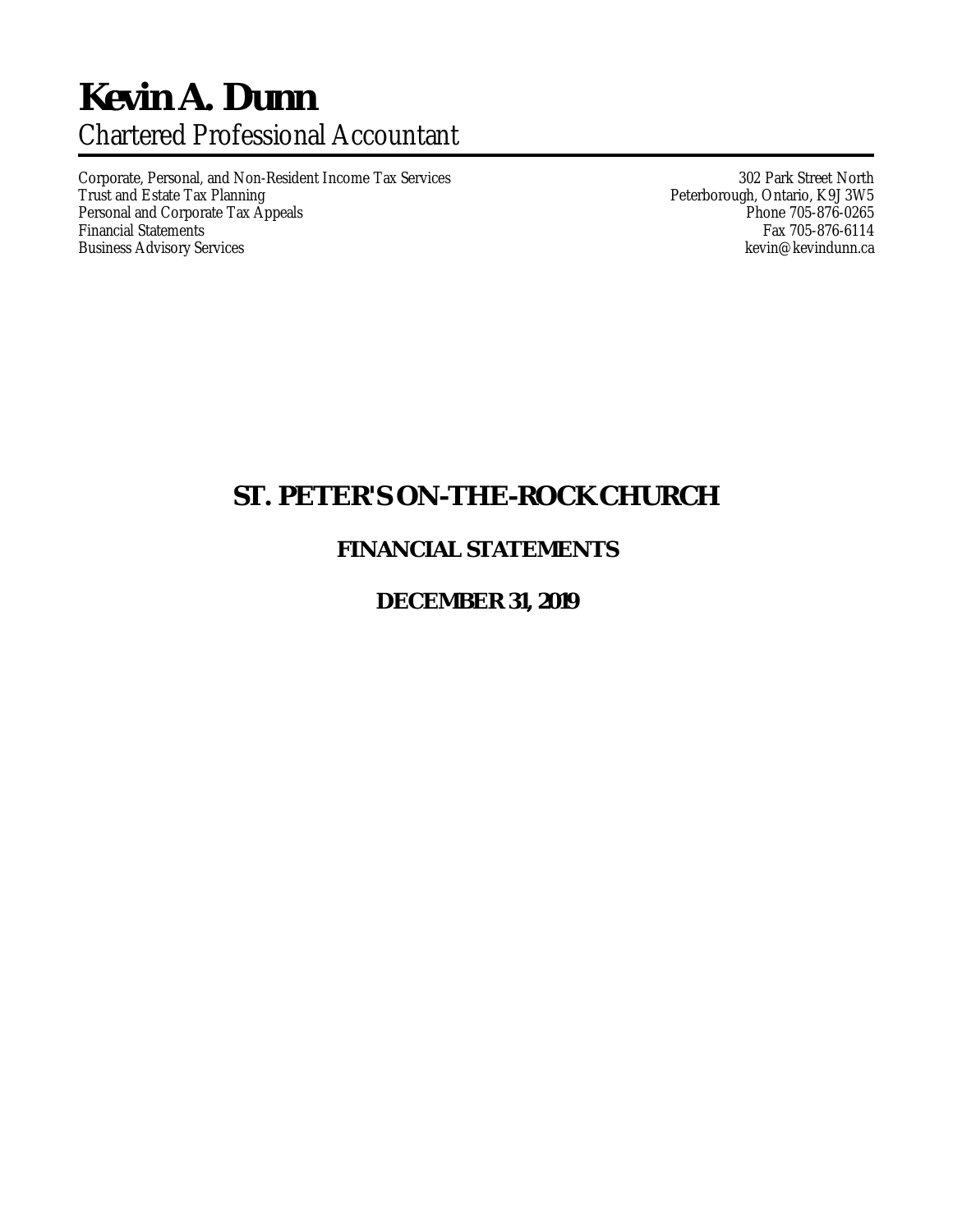# Kevin A. Dunn

Chartered Professional Accountant

Corporate, Personal, and Non-Resident Income Tax Services
Trust and Estate Tax Planning
Personal and Corporate Tax Appeals
Financial Statements
Business Advisory Services

302 Park Street North
Peterborough, Ontario, K9J 3W5
Phone 705-876-0265
Fax 705-876-6114
kevin@kevindunn.ca

# ST. PETER'S ON-THE-ROCK CHURCH

## FINANCIAL STATEMENTS

## DECEMBER 31, 2019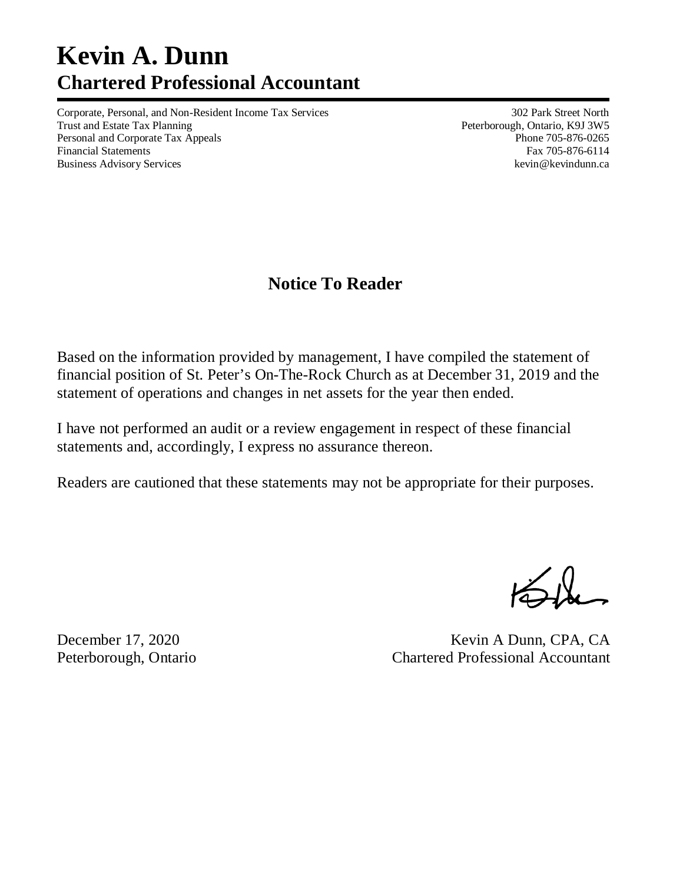# Kevin A. Dunn
## Chartered Professional Accountant

Corporate, Personal, and Non-Resident Income Tax Services
Trust and Estate Tax Planning
Personal and Corporate Tax Appeals
Financial Statements
Business Advisory Services

302 Park Street North
Peterborough, Ontario, K9J 3W5
Phone 705-876-0265
Fax 705-876-6114
kevin@kevindunn.ca

## Notice To Reader

Based on the information provided by management, I have compiled the statement of financial position of St. Peter's On-The-Rock Church as at December 31, 2019 and the statement of operations and changes in net assets for the year then ended.

I have not performed an audit or a review engagement in respect of these financial statements and, accordingly, I express no assurance thereon.

Readers are cautioned that these statements may not be appropriate for their purposes.

December 17, 2020
Peterborough, Ontario

Kevin A Dunn, CPA, CA
Chartered Professional Accountant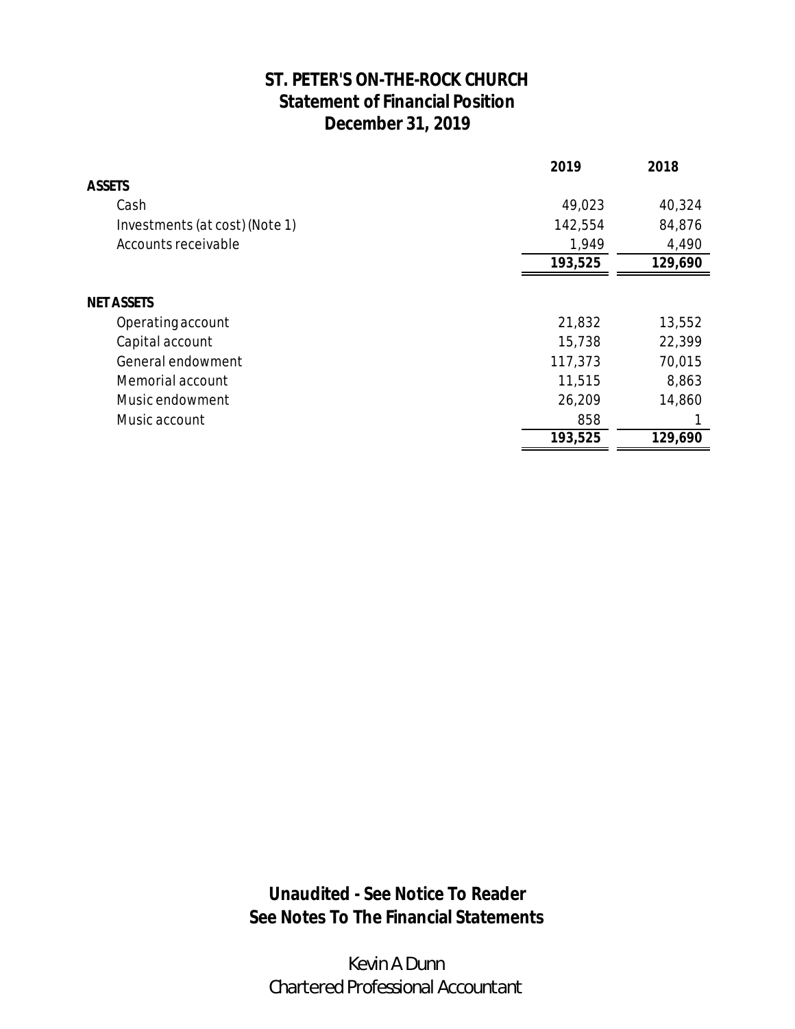# ST. PETER'S ON-THE-ROCK CHURCH
## Statement of Financial Position
## December 31, 2019

| | 2019 | 2018 |
|---|---|---|
| **ASSETS** | | |
| Cash | 49,023 | 40,324 |
| Investments (at cost) (Note 1) | 142,554 | 84,876 |
| Accounts receivable | 1,949 | 4,490 |
| | **193,525** | **129,690** |
| **NET ASSETS** | | |
| Operating account | 21,832 | 13,552 |
| Capital account | 15,738 | 22,399 |
| General endowment | 117,373 | 70,015 |
| Memorial account | 11,515 | 8,863 |
| Music endowment | 26,209 | 14,860 |
| Music account | 858 | 1 |
| | **193,525** | **129,690** |

**Unaudited - See Notice To Reader**
**See Notes To The Financial Statements**

Kevin A Dunn
Chartered Professional Accountant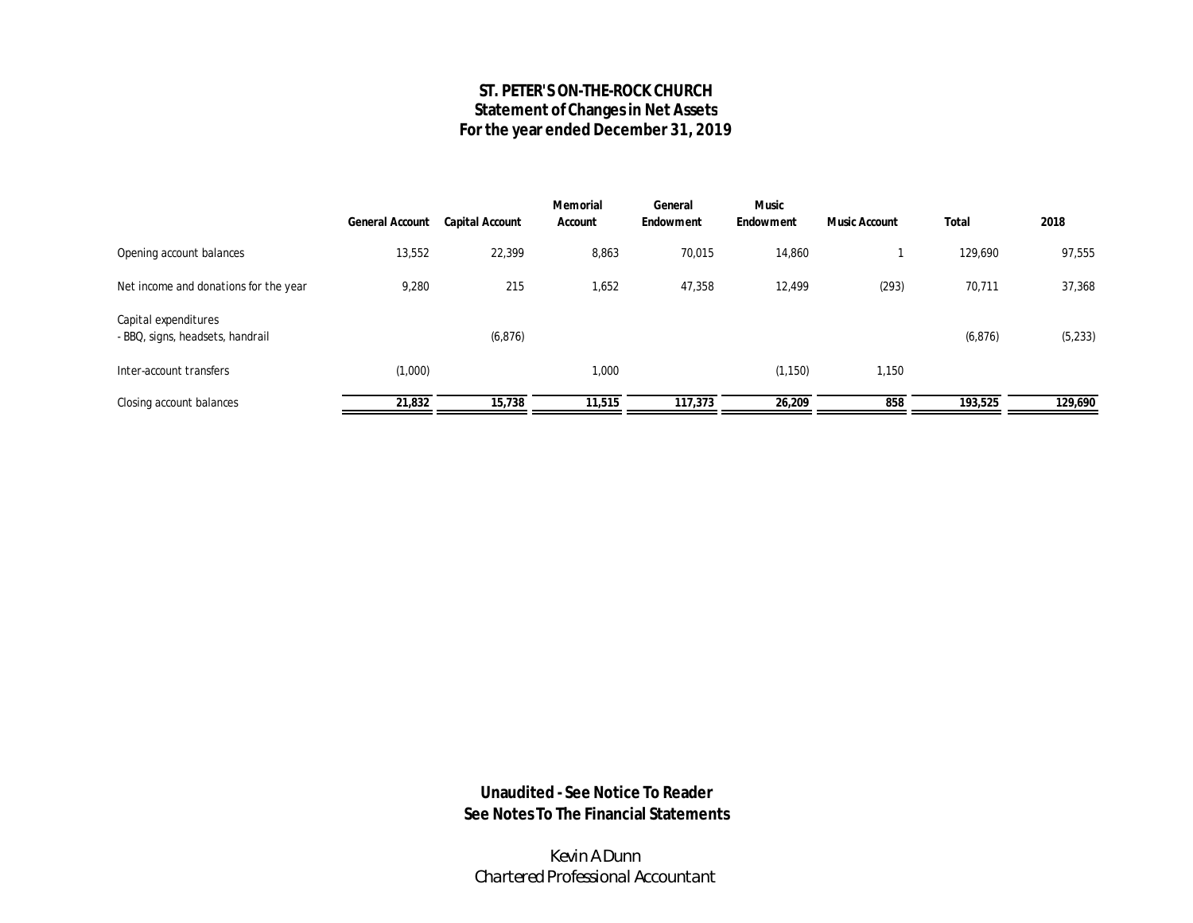# ST. PETER'S ON-THE-ROCK CHURCH
## Statement of Changes in Net Assets
## For the year ended December 31, 2019

| | General Account | Capital Account | Memorial Account | General Endowment | Music Endowment | Music Account | Total | 2018 |
|---|---|---|---|---|---|---|---|---|
| Opening account balances | 13,552 | 22,399 | 8,863 | 70,015 | 14,860 | 1 | 129,690 | 97,555 |
| Net income and donations for the year | 9,280 | 215 | 1,652 | 47,358 | 12,499 | (293) | 70,711 | 37,368 |
| Capital expenditures<br>- BBQ, signs, headsets, handrail | | (6,876) | | | | | (6,876) | (5,233) |
| Inter-account transfers | (1,000) | | 1,000 | | (1,150) | 1,150 | | |
| Closing account balances | **21,832** | **15,738** | **11,515** | **117,373** | **26,209** | **858** | **193,525** | **129,690** |

**Unaudited - See Notice To Reader**
**See Notes To The Financial Statements**

Kevin A Dunn
Chartered Professional Accountant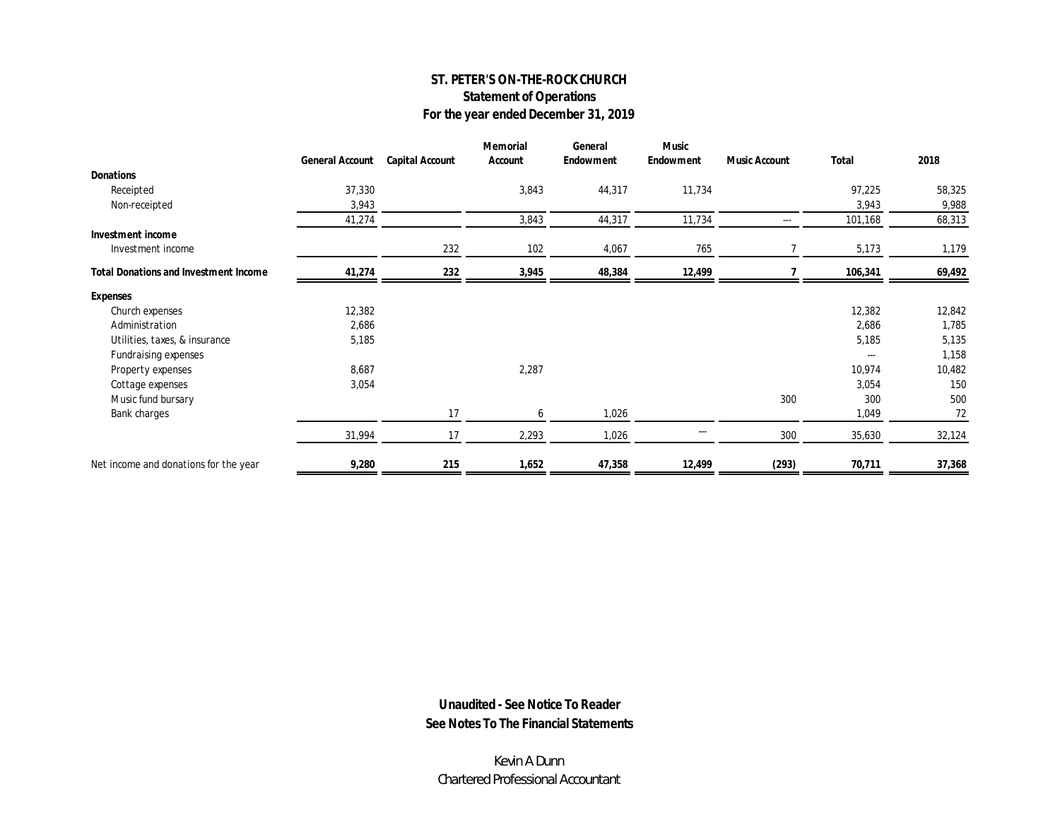# ST. PETER'S ON-THE-ROCK CHURCH
## Statement of Operations
## For the year ended December 31, 2019

| | General Account | Capital Account | Memorial Account | General Endowment | Music Endowment | Music Account | Total | 2018 |
|---|---|---|---|---|---|---|---|---|
| **Donations** | | | | | | | | |
| Receipted | 37,330 | | 3,843 | 44,317 | 11,734 | | 97,225 | 58,325 |
| Non-receipted | 3,943 | | | | | | 3,943 | 9,988 |
| | 41,274 | | 3,843 | 44,317 | 11,734 | --- | 101,168 | 68,313 |
| **Investment income** | | | | | | | | |
| Investment income | | 232 | 102 | 4,067 | 765 | 7 | 5,173 | 1,179 |
| **Total Donations and Investment Income** | **41,274** | **232** | **3,945** | **48,384** | **12,499** | **7** | **106,341** | **69,492** |
| **Expenses** | | | | | | | | |
| Church expenses | 12,382 | | | | | | 12,382 | 12,842 |
| Administration | 2,686 | | | | | | 2,686 | 1,785 |
| Utilities, taxes, & insurance | 5,185 | | | | | | 5,185 | 5,135 |
| Fundraising expenses | | | | | | | --- | 1,158 |
| Property expenses | 8,687 | | 2,287 | | | | 10,974 | 10,482 |
| Cottage expenses | 3,054 | | | | | | 3,054 | 150 |
| Music fund bursary | | | | | | 300 | 300 | 500 |
| Bank charges | | 17 | 6 | 1,026 | | | 1,049 | 72 |
| | 31,994 | 17 | 2,293 | 1,026 | --- | 300 | 35,630 | 32,124 |
| Net income and donations for the year | **9,280** | **215** | **1,652** | **47,358** | **12,499** | **(293)** | **70,711** | **37,368** |

**Unaudited - See Notice To Reader**
**See Notes To The Financial Statements**

Kevin A Dunn
Chartered Professional Accountant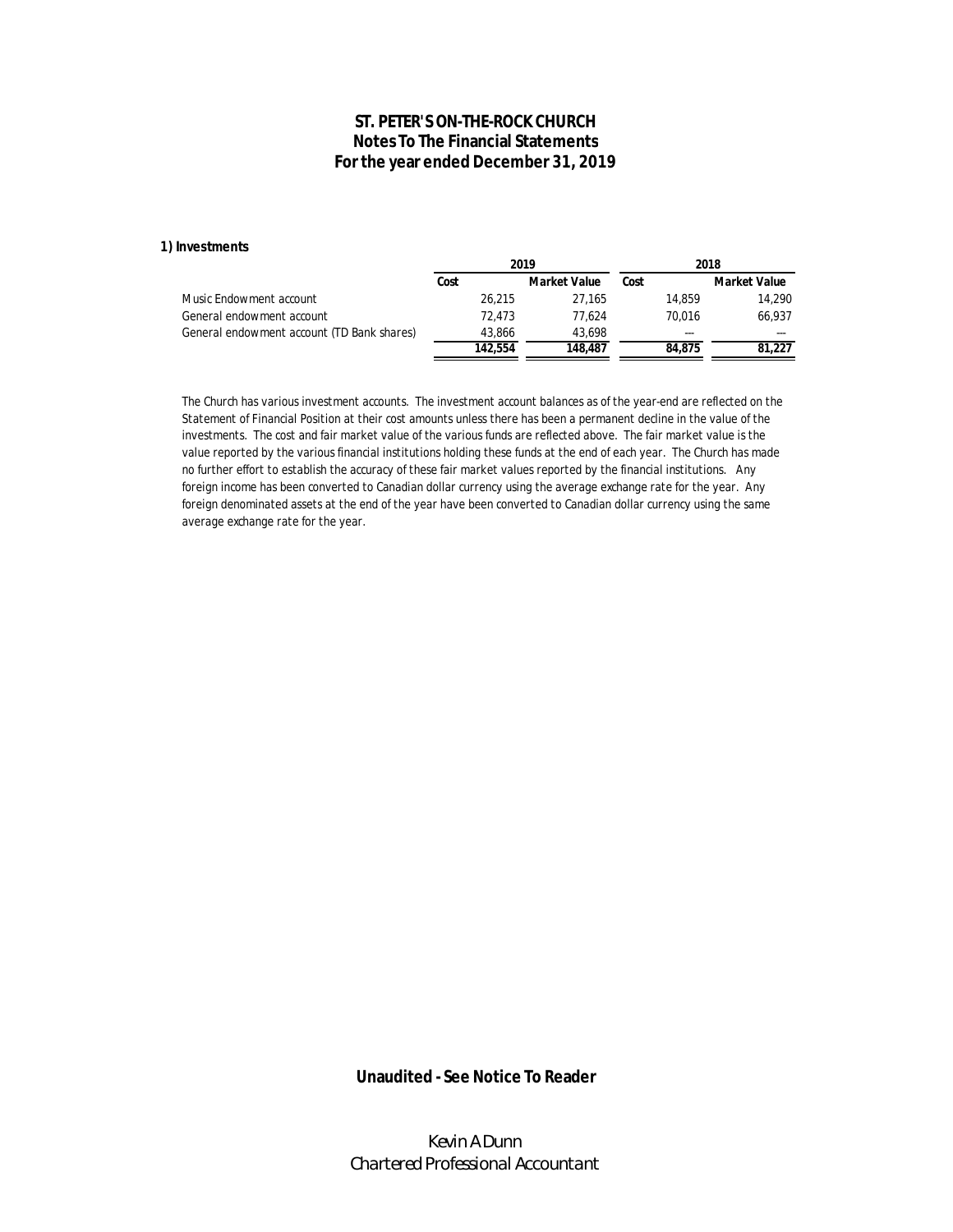# ST. PETER'S ON-THE-ROCK CHURCH
## Notes To The Financial Statements
## For the year ended December 31, 2019

### 1) Investments

| | 2019 | | 2018 | |
|---|---|---|---|---|
| | Cost | Market Value | Cost | Market Value |
| Music Endowment account | 26,215 | 27,165 | 14,859 | 14,290 |
| General endowment account | 72,473 | 77,624 | 70,016 | 66,937 |
| General endowment account (TD Bank shares) | 43,866 | 43,698 | --- | --- |
| | **142,554** | **148,487** | **84,875** | **81,227** |

The Church has various investment accounts. The investment account balances as of the year-end are reflected on the Statement of Financial Position at their cost amounts unless there has been a permanent decline in the value of the investments. The cost and fair market value of the various funds are reflected above. The fair market value is the value reported by the various financial institutions holding these funds at the end of each year. The Church has made no further effort to establish the accuracy of these fair market values reported by the financial institutions. Any foreign income has been converted to Canadian dollar currency using the average exchange rate for the year. Any foreign denominated assets at the end of the year have been converted to Canadian dollar currency using the same average exchange rate for the year.

**Unaudited - See Notice To Reader**

*Kevin A Dunn*
*Chartered Professional Accountant*